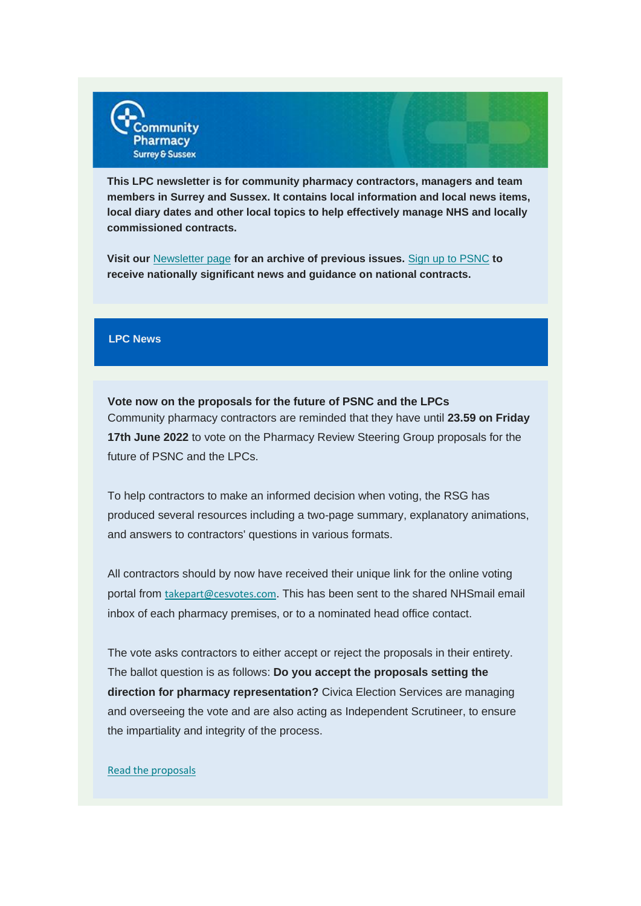Community Pharmacy Surrey & Sussex

**This LPC newsletter is for community pharmacy contractors, managers and team members in Surrey and Sussex. It contains local information and local news items, local diary dates and other local topics to help effectively manage NHS and locally commissioned contracts.**

**Visit our Newsletter page for an archive of previous issues. Sign up to PSNC to receive nationally significant news and guidance on national contracts.**

## LPC News

**Vote now on the proposals for the future of PSNC and the LPCs**

Community pharmacy contractors are reminded that they have until **23.59 on Friday 17th June 2022** to vote on the Pharmacy Review Steering Group proposals for the future of PSNC and the LPCs.

To help contractors to make an informed decision when voting, the RSG has produced several resources including a two-page summary, explanatory animations, and answers to contractors' questions in various formats.

All contractors should by now have received their unique link for the online voting portal from takepart@cesvotes.com. This has been sent to the shared NHSmail email inbox of each pharmacy premises, or to a nominated head office contact.

The vote asks contractors to either accept or reject the proposals in their entirety. The ballot question is as follows: **Do you accept the proposals setting the direction for pharmacy representation?** Civica Election Services are managing and overseeing the vote and are also acting as Independent Scrutineer, to ensure the impartiality and integrity of the process.

Read the proposals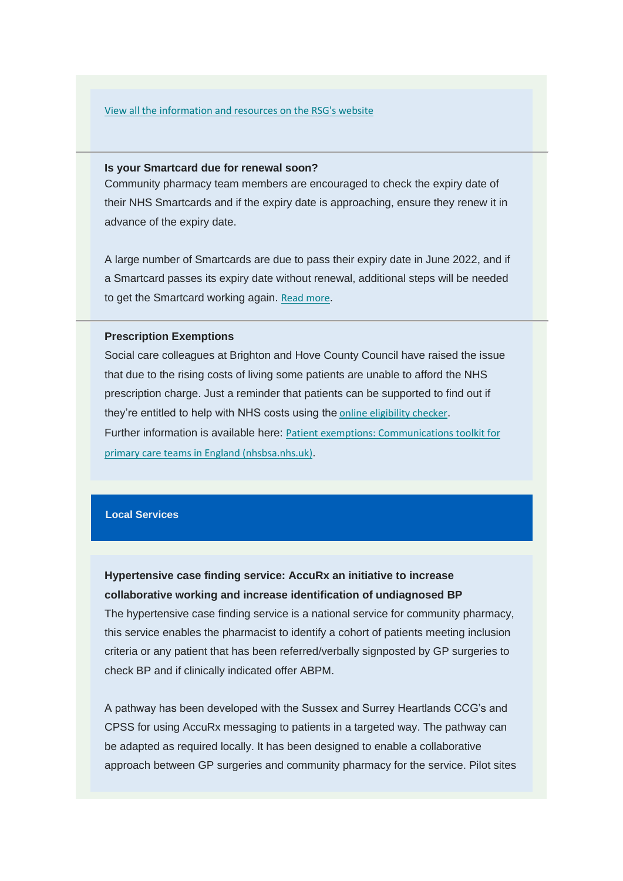View all the information and resources on the RSG's website

**Is your Smartcard due for renewal soon?**

Community pharmacy team members are encouraged to check the expiry date of their NHS Smartcards and if the expiry date is approaching, ensure they renew it in advance of the expiry date.

A large number of Smartcards are due to pass their expiry date in June 2022, and if a Smartcard passes its expiry date without renewal, additional steps will be needed to get the Smartcard working again. Read more.

**Prescription Exemptions**

Social care colleagues at Brighton and Hove County Council have raised the issue that due to the rising costs of living some patients are unable to afford the NHS prescription charge. Just a reminder that patients can be supported to find out if they're entitled to help with NHS costs using the online eligibility checker.

Further information is available here: Patient exemptions: Communications toolkit for primary care teams in England (nhsbsa.nhs.uk).

## Local Services

**Hypertensive case finding service: AccuRx an initiative to increase collaborative working and increase identification of undiagnosed BP**

The hypertensive case finding service is a national service for community pharmacy, this service enables the pharmacist to identify a cohort of patients meeting inclusion criteria or any patient that has been referred/verbally signposted by GP surgeries to check BP and if clinically indicated offer ABPM.

A pathway has been developed with the Sussex and Surrey Heartlands CCG's and CPSS for using AccuRx messaging to patients in a targeted way. The pathway can be adapted as required locally. It has been designed to enable a collaborative approach between GP surgeries and community pharmacy for the service. Pilot sites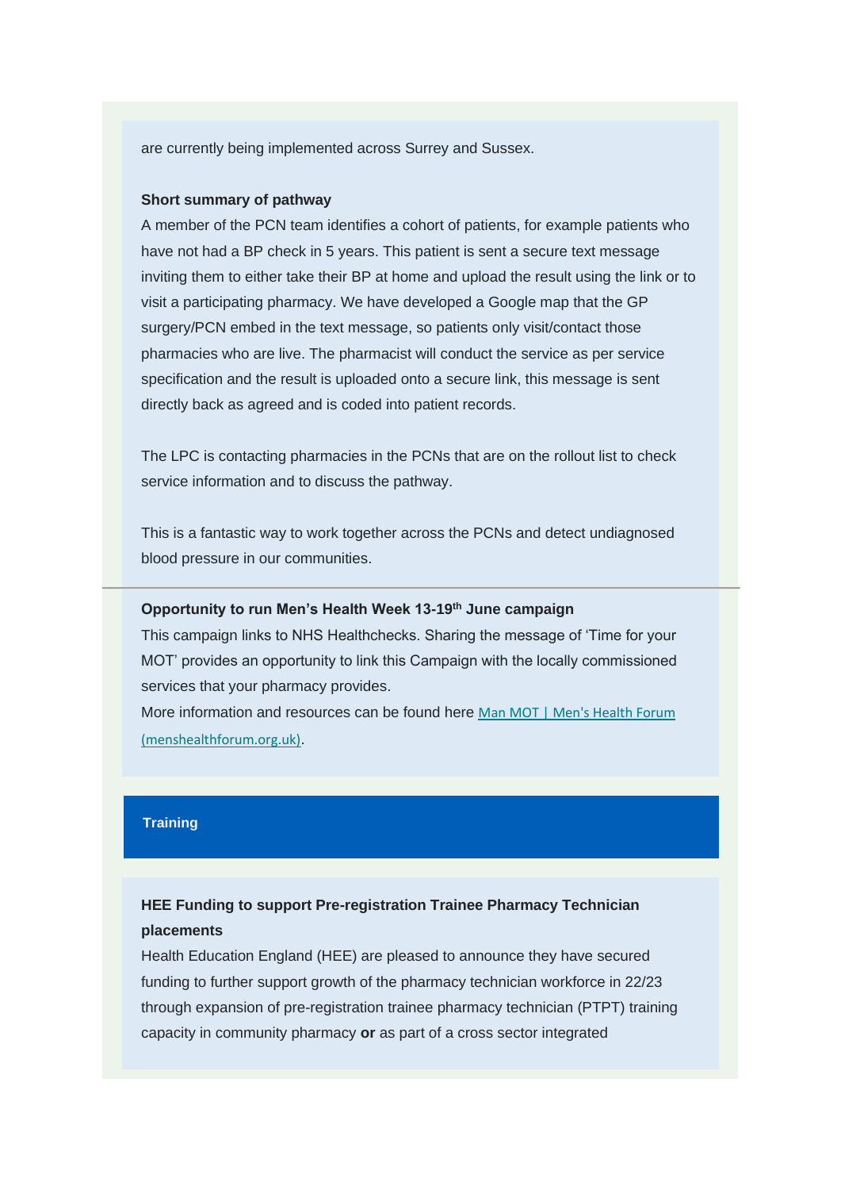are currently being implemented across Surrey and Sussex.

**Short summary of pathway**

A member of the PCN team identifies a cohort of patients, for example patients who have not had a BP check in 5 years. This patient is sent a secure text message inviting them to either take their BP at home and upload the result using the link or to visit a participating pharmacy. We have developed a Google map that the GP surgery/PCN embed in the text message, so patients only visit/contact those pharmacies who are live. The pharmacist will conduct the service as per service specification and the result is uploaded onto a secure link, this message is sent directly back as agreed and is coded into patient records.

The LPC is contacting pharmacies in the PCNs that are on the rollout list to check service information and to discuss the pathway.

This is a fantastic way to work together across the PCNs and detect undiagnosed blood pressure in our communities.

---

**Opportunity to run Men's Health Week 13-19th June campaign**

This campaign links to NHS Healthchecks. Sharing the message of 'Time for your MOT' provides an opportunity to link this Campaign with the locally commissioned services that your pharmacy provides.

More information and resources can be found here Man MOT | Men's Health Forum (menshealthforum.org.uk).

## Training

**HEE Funding to support Pre-registration Trainee Pharmacy Technician placements**

Health Education England (HEE) are pleased to announce they have secured funding to further support growth of the pharmacy technician workforce in 22/23 through expansion of pre-registration trainee pharmacy technician (PTPT) training capacity in community pharmacy **or** as part of a cross sector integrated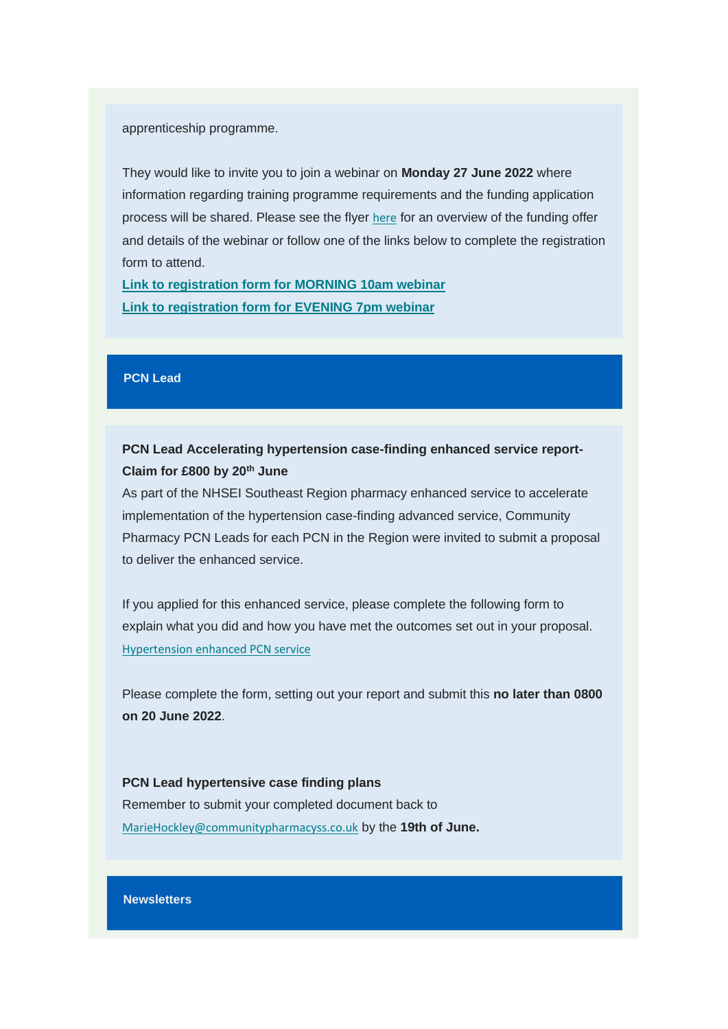apprenticeship programme.

They would like to invite you to join a webinar on **Monday 27 June 2022** where information regarding training programme requirements and the funding application process will be shared. Please see the flyer here for an overview of the funding offer and details of the webinar or follow one of the links below to complete the registration form to attend.

**Link to registration form for MORNING 10am webinar**

**Link to registration form for EVENING 7pm webinar**

## PCN Lead

**PCN Lead Accelerating hypertension case-finding enhanced service report-Claim for £800 by 20th June**

As part of the NHSEI Southeast Region pharmacy enhanced service to accelerate implementation of the hypertension case-finding advanced service, Community Pharmacy PCN Leads for each PCN in the Region were invited to submit a proposal to deliver the enhanced service.

If you applied for this enhanced service, please complete the following form to explain what you did and how you have met the outcomes set out in your proposal. Hypertension enhanced PCN service

Please complete the form, setting out your report and submit this **no later than 0800 on 20 June 2022**.

**PCN Lead hypertensive case finding plans**

Remember to submit your completed document back to MarieHockley@communitypharmacyss.co.uk by the **19th of June.**

## Newsletters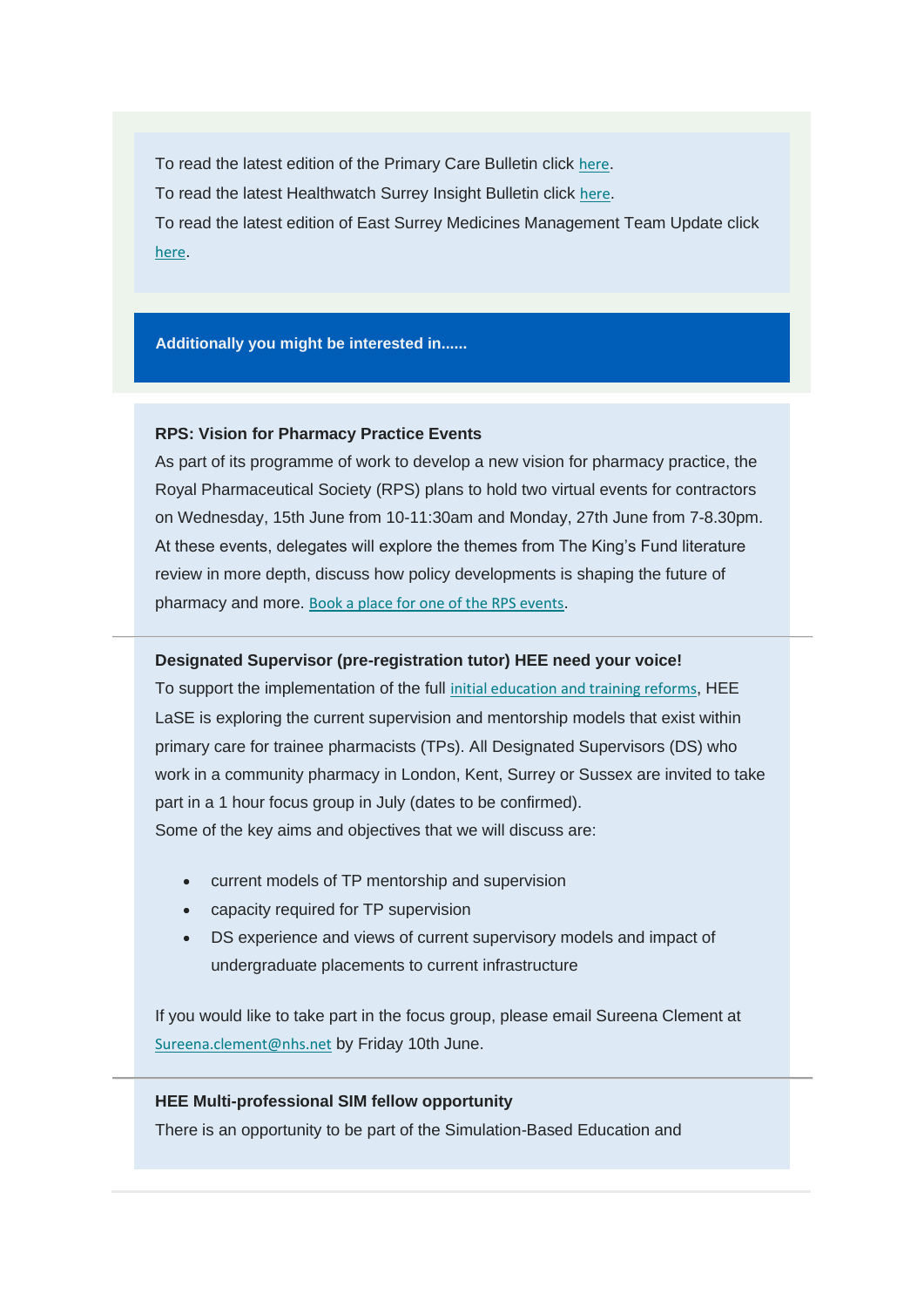To read the latest edition of the Primary Care Bulletin click here.

To read the latest Healthwatch Surrey Insight Bulletin click here.

To read the latest edition of East Surrey Medicines Management Team Update click here.

**Additionally you might be interested in......**

**RPS: Vision for Pharmacy Practice Events**

As part of its programme of work to develop a new vision for pharmacy practice, the Royal Pharmaceutical Society (RPS) plans to hold two virtual events for contractors on Wednesday, 15th June from 10-11:30am and Monday, 27th June from 7-8.30pm. At these events, delegates will explore the themes from The King's Fund literature review in more depth, discuss how policy developments is shaping the future of pharmacy and more. Book a place for one of the RPS events.

---

**Designated Supervisor (pre-registration tutor) HEE need your voice!**

To support the implementation of the full initial education and training reforms, HEE LaSE is exploring the current supervision and mentorship models that exist within primary care for trainee pharmacists (TPs). All Designated Supervisors (DS) who work in a community pharmacy in London, Kent, Surrey or Sussex are invited to take part in a 1 hour focus group in July (dates to be confirmed).

Some of the key aims and objectives that we will discuss are:

- current models of TP mentorship and supervision
- capacity required for TP supervision
- DS experience and views of current supervisory models and impact of undergraduate placements to current infrastructure

If you would like to take part in the focus group, please email Sureena Clement at Sureena.clement@nhs.net by Friday 10th June.

---

**HEE Multi-professional SIM fellow opportunity**

There is an opportunity to be part of the Simulation-Based Education and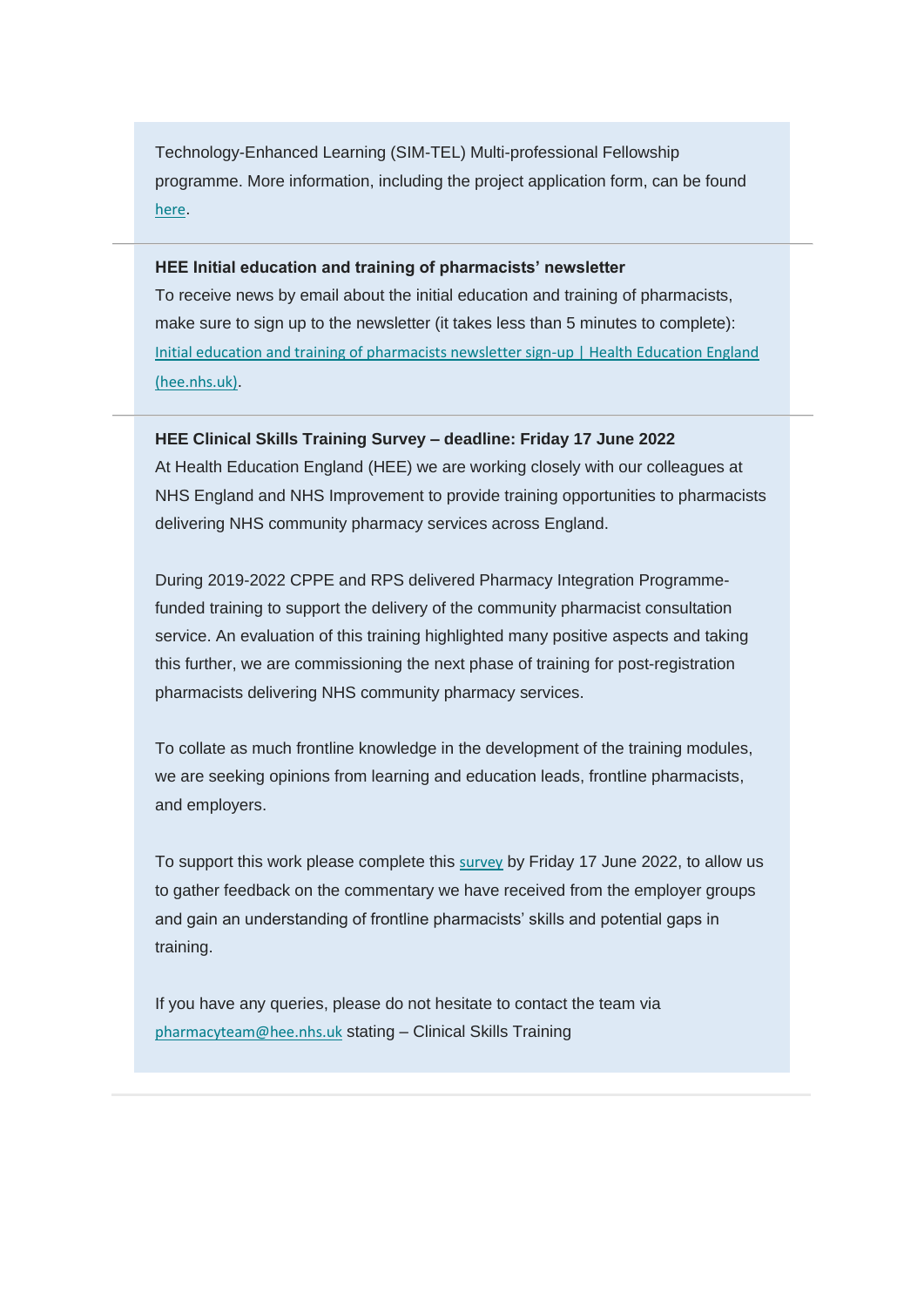Technology-Enhanced Learning (SIM-TEL) Multi-professional Fellowship programme. More information, including the project application form, can be found here.

---

**HEE Initial education and training of pharmacists' newsletter**

To receive news by email about the initial education and training of pharmacists, make sure to sign up to the newsletter (it takes less than 5 minutes to complete): Initial education and training of pharmacists newsletter sign-up | Health Education England (hee.nhs.uk).

---

**HEE Clinical Skills Training Survey – deadline: Friday 17 June 2022**

At Health Education England (HEE) we are working closely with our colleagues at NHS England and NHS Improvement to provide training opportunities to pharmacists delivering NHS community pharmacy services across England.

During 2019-2022 CPPE and RPS delivered Pharmacy Integration Programme-funded training to support the delivery of the community pharmacist consultation service. An evaluation of this training highlighted many positive aspects and taking this further, we are commissioning the next phase of training for post-registration pharmacists delivering NHS community pharmacy services.

To collate as much frontline knowledge in the development of the training modules, we are seeking opinions from learning and education leads, frontline pharmacists, and employers.

To support this work please complete this survey by Friday 17 June 2022, to allow us to gather feedback on the commentary we have received from the employer groups and gain an understanding of frontline pharmacists' skills and potential gaps in training.

If you have any queries, please do not hesitate to contact the team via pharmacyteam@hee.nhs.uk stating – Clinical Skills Training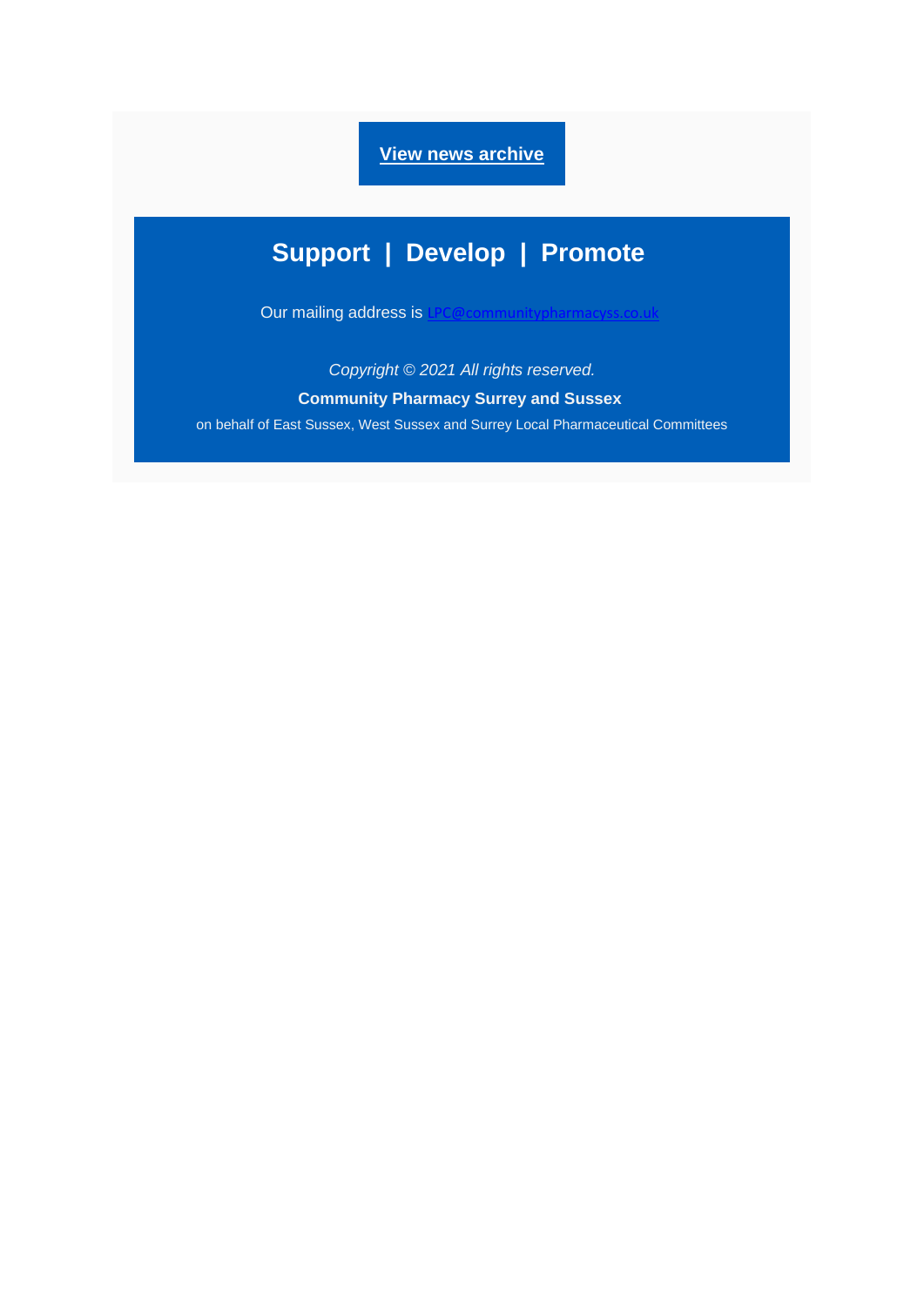**View news archive**

## Support | Develop | Promote

Our mailing address is LPC@communitypharmacyss.co.uk

*Copyright © 2021 All rights reserved.*

**Community Pharmacy Surrey and Sussex**

on behalf of East Sussex, West Sussex and Surrey Local Pharmaceutical Committees